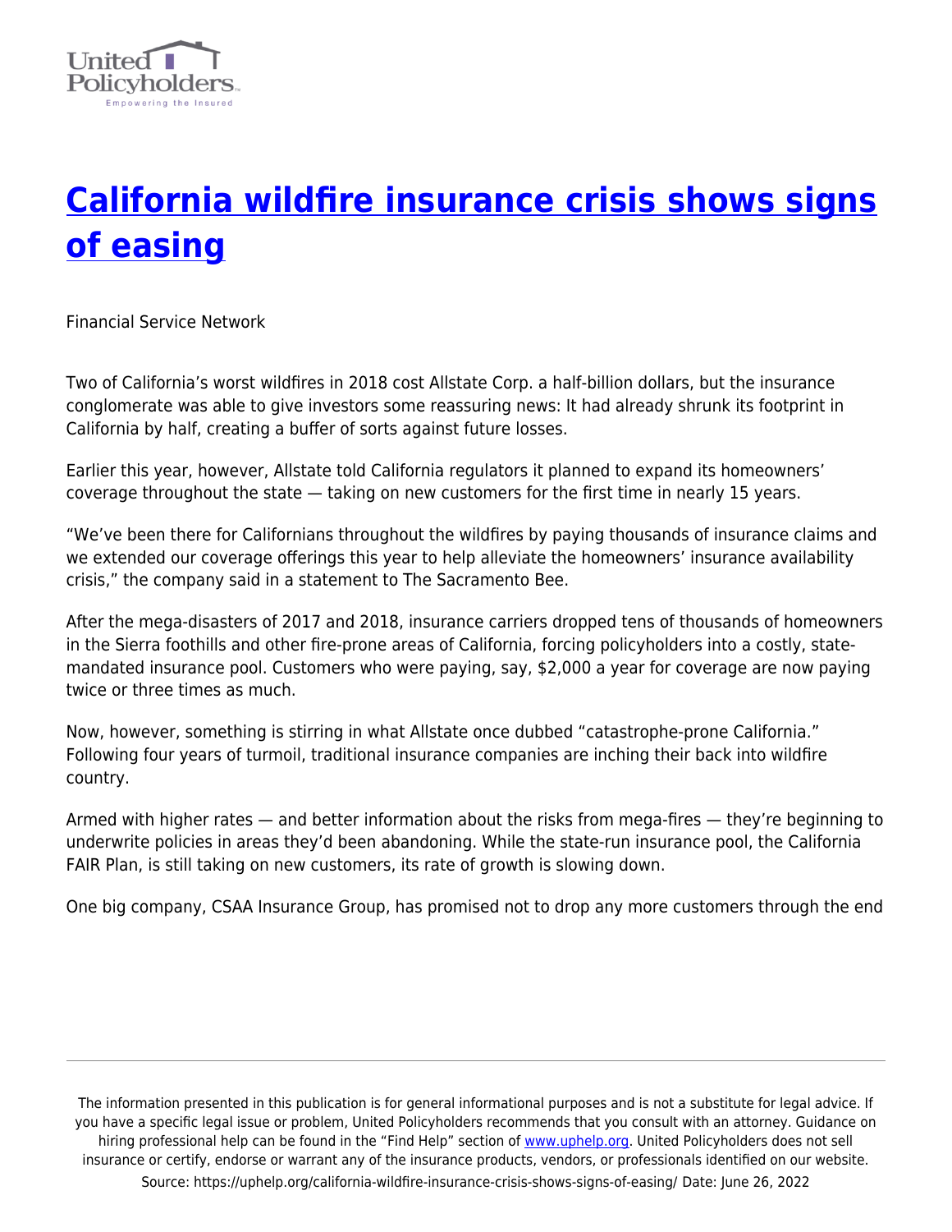# [California wildfire insurance crisis shows signs of easing](https://uphelp.org/california-wildfire-insurance-crisis-shows-signs-of-easing/)

Financial Service Network

Two of California's worst wildfires in 2018 cost Allstate Corp. a half-billion dollars, but the insurance conglomerate was able to give investors some reassuring news: It had already shrunk its footprint in California by half, creating a buffer of sorts against future losses.

Earlier this year, however, Allstate told California regulators it planned to expand its homeowners' coverage throughout the state — taking on new customers for the first time in nearly 15 years.

"We've been there for Californians throughout the wildfires by paying thousands of insurance claims and we extended our coverage offerings this year to help alleviate the homeowners' insurance availability crisis," the company said in a statement to The Sacramento Bee.

After the mega-disasters of 2017 and 2018, insurance carriers dropped tens of thousands of homeowners in the Sierra foothills and other fire-prone areas of California, forcing policyholders into a costly, state-mandated insurance pool. Customers who were paying, say, $2,000 a year for coverage are now paying twice or three times as much.

Now, however, something is stirring in what Allstate once dubbed "catastrophe-prone California." Following four years of turmoil, traditional insurance companies are inching their back into wildfire country.

Armed with higher rates — and better information about the risks from mega-fires — they're beginning to underwrite policies in areas they'd been abandoning. While the state-run insurance pool, the California FAIR Plan, is still taking on new customers, its rate of growth is slowing down.

One big company, CSAA Insurance Group, has promised not to drop any more customers through the end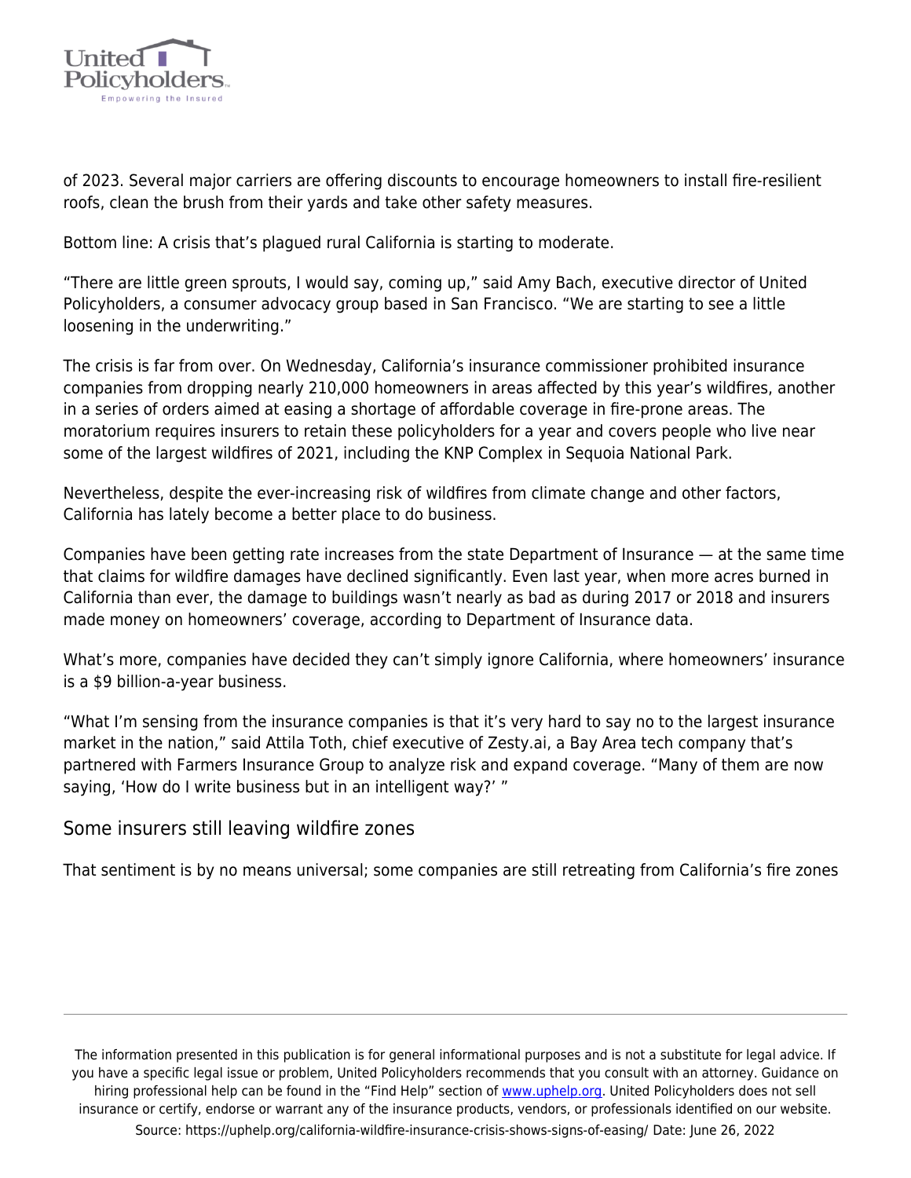of 2023. Several major carriers are offering discounts to encourage homeowners to install fire-resilient roofs, clean the brush from their yards and take other safety measures.

Bottom line: A crisis that's plagued rural California is starting to moderate.

"There are little green sprouts, I would say, coming up," said Amy Bach, executive director of United Policyholders, a consumer advocacy group based in San Francisco. "We are starting to see a little loosening in the underwriting."

The crisis is far from over. On Wednesday, California's insurance commissioner prohibited insurance companies from dropping nearly 210,000 homeowners in areas affected by this year's wildfires, another in a series of orders aimed at easing a shortage of affordable coverage in fire-prone areas. The moratorium requires insurers to retain these policyholders for a year and covers people who live near some of the largest wildfires of 2021, including the KNP Complex in Sequoia National Park.

Nevertheless, despite the ever-increasing risk of wildfires from climate change and other factors, California has lately become a better place to do business.

Companies have been getting rate increases from the state Department of Insurance — at the same time that claims for wildfire damages have declined significantly. Even last year, when more acres burned in California than ever, the damage to buildings wasn't nearly as bad as during 2017 or 2018 and insurers made money on homeowners' coverage, according to Department of Insurance data.

What's more, companies have decided they can't simply ignore California, where homeowners' insurance is a $9 billion-a-year business.

"What I'm sensing from the insurance companies is that it's very hard to say no to the largest insurance market in the nation," said Attila Toth, chief executive of Zesty.ai, a Bay Area tech company that's partnered with Farmers Insurance Group to analyze risk and expand coverage. "Many of them are now saying, 'How do I write business but in an intelligent way?' "

## Some insurers still leaving wildfire zones

That sentiment is by no means universal; some companies are still retreating from California's fire zones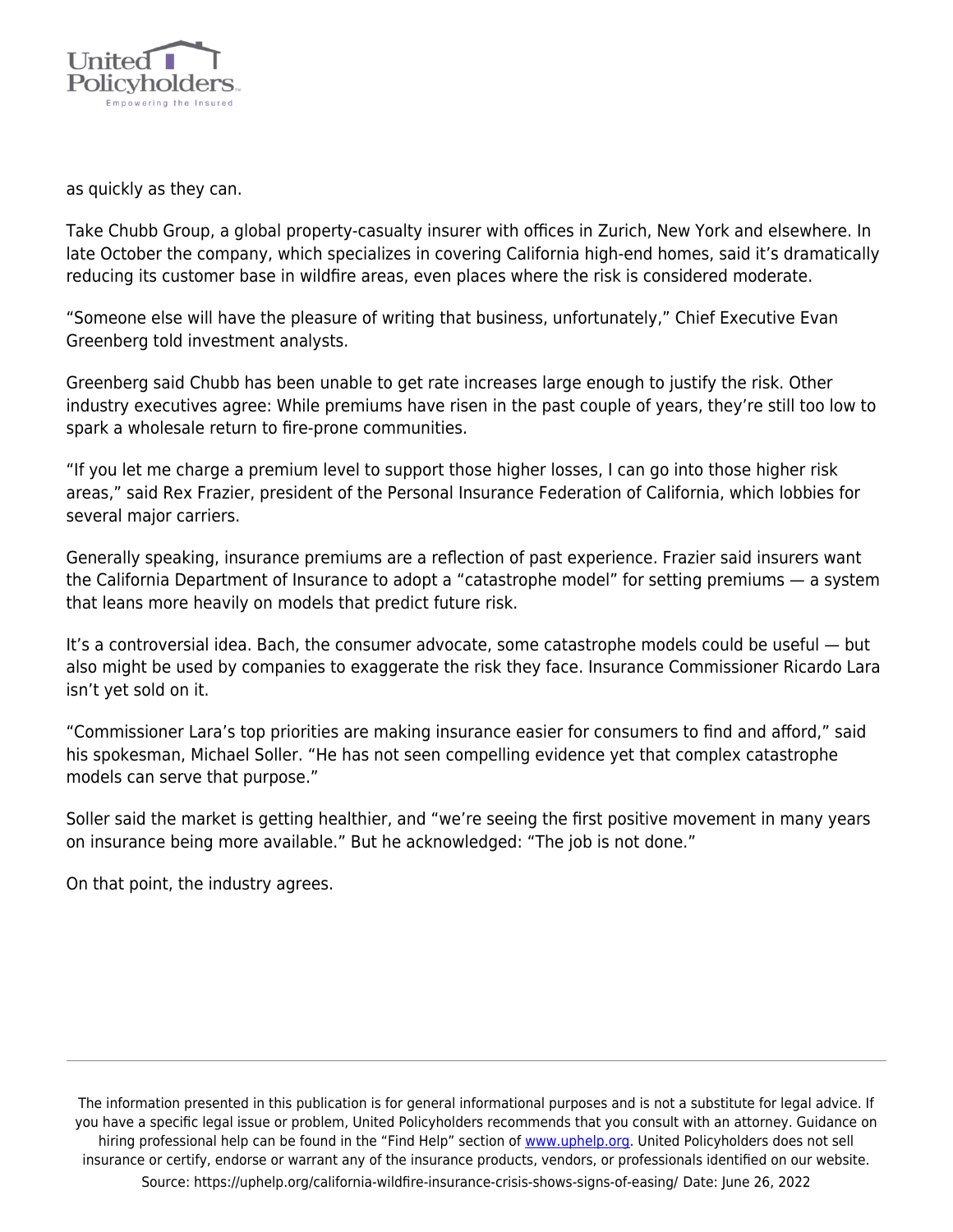as quickly as they can.

Take Chubb Group, a global property-casualty insurer with offices in Zurich, New York and elsewhere. In late October the company, which specializes in covering California high-end homes, said it's dramatically reducing its customer base in wildfire areas, even places where the risk is considered moderate.

"Someone else will have the pleasure of writing that business, unfortunately," Chief Executive Evan Greenberg told investment analysts.

Greenberg said Chubb has been unable to get rate increases large enough to justify the risk. Other industry executives agree: While premiums have risen in the past couple of years, they're still too low to spark a wholesale return to fire-prone communities.

"If you let me charge a premium level to support those higher losses, I can go into those higher risk areas," said Rex Frazier, president of the Personal Insurance Federation of California, which lobbies for several major carriers.

Generally speaking, insurance premiums are a reflection of past experience. Frazier said insurers want the California Department of Insurance to adopt a "catastrophe model" for setting premiums — a system that leans more heavily on models that predict future risk.

It's a controversial idea. Bach, the consumer advocate, some catastrophe models could be useful — but also might be used by companies to exaggerate the risk they face. Insurance Commissioner Ricardo Lara isn't yet sold on it.

"Commissioner Lara's top priorities are making insurance easier for consumers to find and afford," said his spokesman, Michael Soller. "He has not seen compelling evidence yet that complex catastrophe models can serve that purpose."

Soller said the market is getting healthier, and "we're seeing the first positive movement in many years on insurance being more available." But he acknowledged: "The job is not done."

On that point, the industry agrees.

The information presented in this publication is for general informational purposes and is not a substitute for legal advice. If you have a specific legal issue or problem, United Policyholders recommends that you consult with an attorney. Guidance on hiring professional help can be found in the "Find Help" section of www.uphelp.org. United Policyholders does not sell insurance or certify, endorse or warrant any of the insurance products, vendors, or professionals identified on our website.

Source: https://uphelp.org/california-wildfire-insurance-crisis-shows-signs-of-easing/ Date: June 26, 2022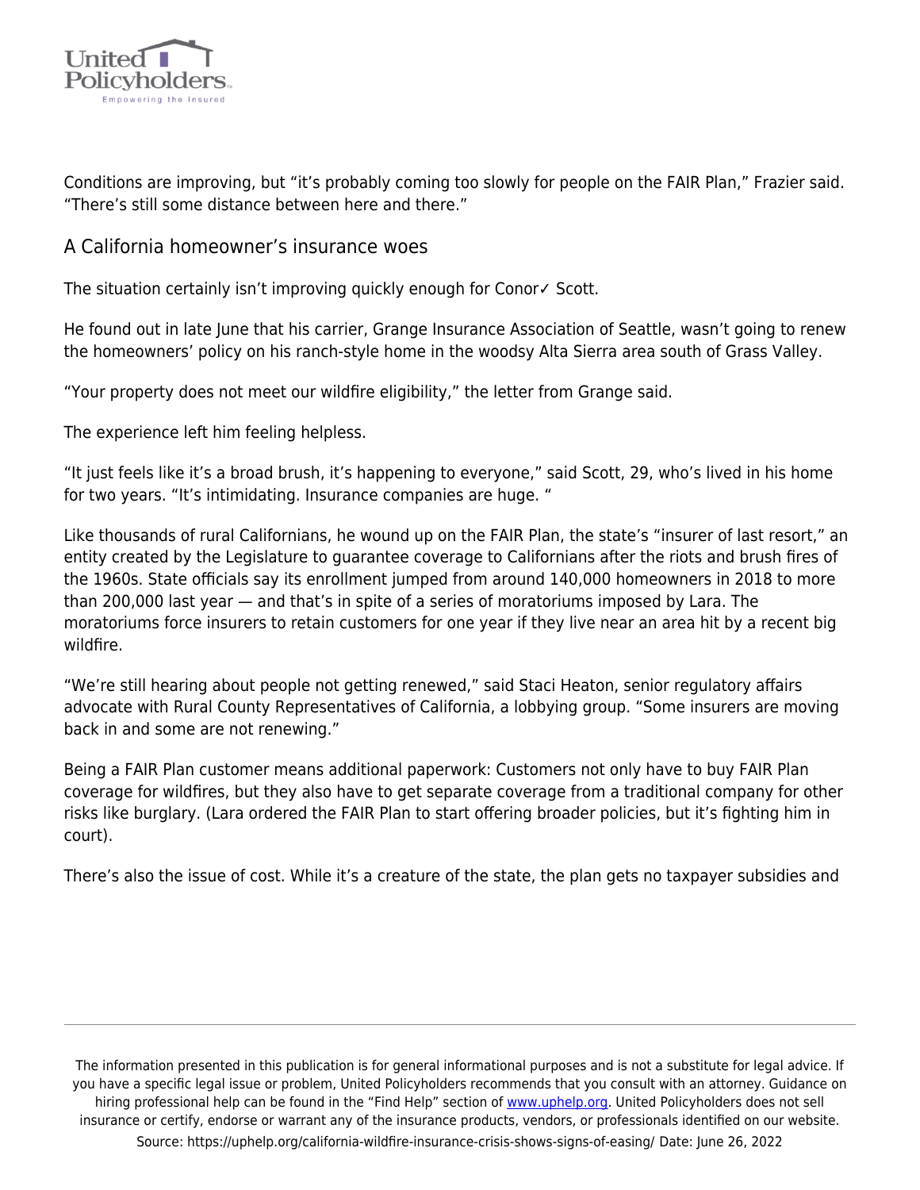Conditions are improving, but “it’s probably coming too slowly for people on the FAIR Plan,” Frazier said. “There’s still some distance between here and there.”

## A California homeowner’s insurance woes

The situation certainly isn’t improving quickly enough for Conor✓ Scott.

He found out in late June that his carrier, Grange Insurance Association of Seattle, wasn’t going to renew the homeowners’ policy on his ranch-style home in the woodsy Alta Sierra area south of Grass Valley.

“Your property does not meet our wildfire eligibility,” the letter from Grange said.

The experience left him feeling helpless.

“It just feels like it’s a broad brush, it’s happening to everyone,” said Scott, 29, who’s lived in his home for two years. “It’s intimidating. Insurance companies are huge. “

Like thousands of rural Californians, he wound up on the FAIR Plan, the state’s “insurer of last resort,” an entity created by the Legislature to guarantee coverage to Californians after the riots and brush fires of the 1960s. State officials say its enrollment jumped from around 140,000 homeowners in 2018 to more than 200,000 last year — and that’s in spite of a series of moratoriums imposed by Lara. The moratoriums force insurers to retain customers for one year if they live near an area hit by a recent big wildfire.

“We’re still hearing about people not getting renewed,” said Staci Heaton, senior regulatory affairs advocate with Rural County Representatives of California, a lobbying group. “Some insurers are moving back in and some are not renewing.”

Being a FAIR Plan customer means additional paperwork: Customers not only have to buy FAIR Plan coverage for wildfires, but they also have to get separate coverage from a traditional company for other risks like burglary. (Lara ordered the FAIR Plan to start offering broader policies, but it’s fighting him in court).

There’s also the issue of cost. While it’s a creature of the state, the plan gets no taxpayer subsidies and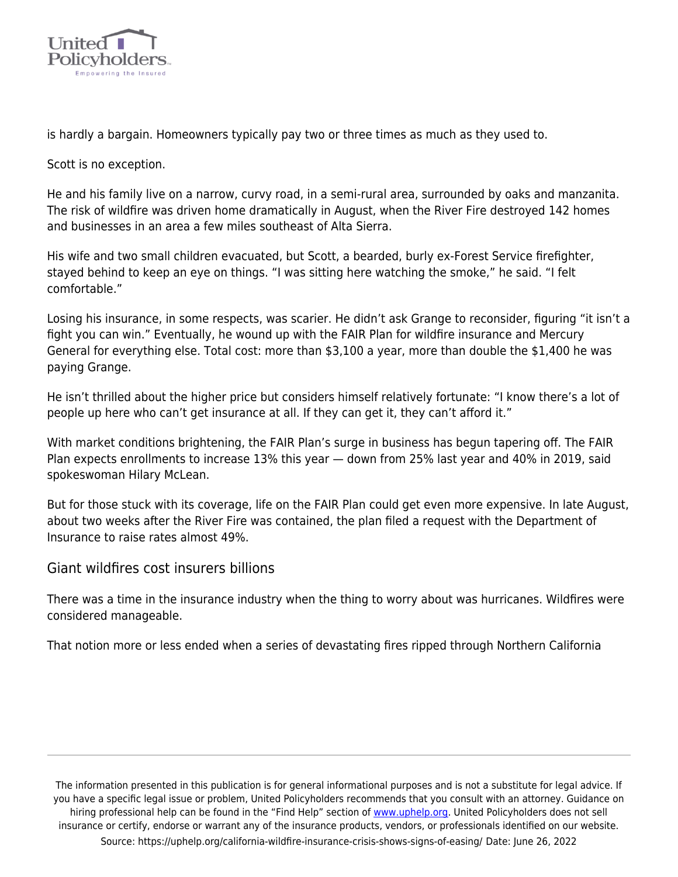is hardly a bargain. Homeowners typically pay two or three times as much as they used to.

Scott is no exception.

He and his family live on a narrow, curvy road, in a semi-rural area, surrounded by oaks and manzanita. The risk of wildfire was driven home dramatically in August, when the River Fire destroyed 142 homes and businesses in an area a few miles southeast of Alta Sierra.

His wife and two small children evacuated, but Scott, a bearded, burly ex-Forest Service firefighter, stayed behind to keep an eye on things. "I was sitting here watching the smoke," he said. "I felt comfortable."

Losing his insurance, in some respects, was scarier. He didn't ask Grange to reconsider, figuring "it isn't a fight you can win." Eventually, he wound up with the FAIR Plan for wildfire insurance and Mercury General for everything else. Total cost: more than $3,100 a year, more than double the $1,400 he was paying Grange.

He isn't thrilled about the higher price but considers himself relatively fortunate: "I know there's a lot of people up here who can't get insurance at all. If they can get it, they can't afford it."

With market conditions brightening, the FAIR Plan's surge in business has begun tapering off. The FAIR Plan expects enrollments to increase 13% this year — down from 25% last year and 40% in 2019, said spokeswoman Hilary McLean.

But for those stuck with its coverage, life on the FAIR Plan could get even more expensive. In late August, about two weeks after the River Fire was contained, the plan filed a request with the Department of Insurance to raise rates almost 49%.

## Giant wildfires cost insurers billions

There was a time in the insurance industry when the thing to worry about was hurricanes. Wildfires were considered manageable.

That notion more or less ended when a series of devastating fires ripped through Northern California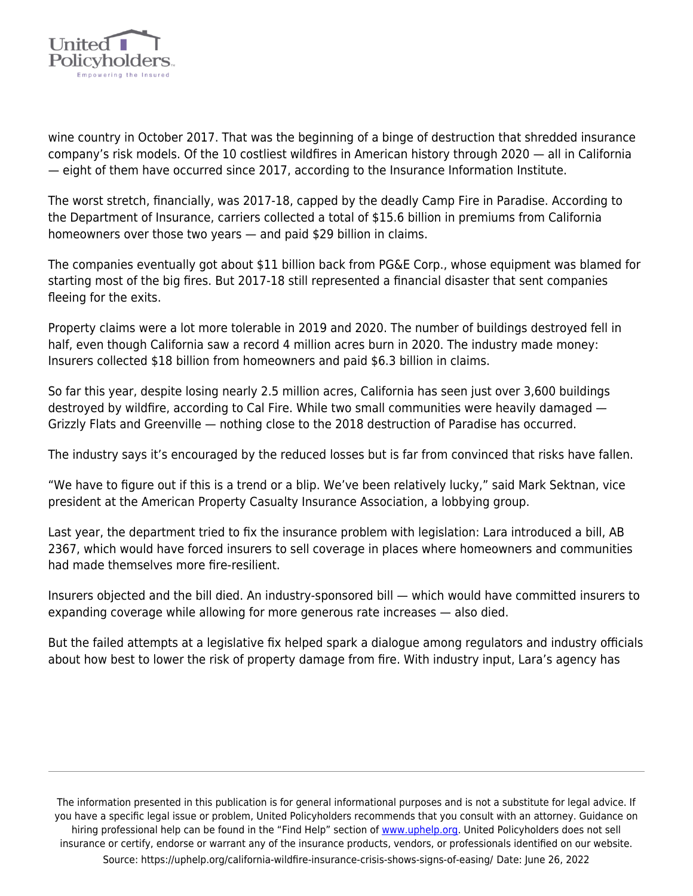wine country in October 2017. That was the beginning of a binge of destruction that shredded insurance company's risk models. Of the 10 costliest wildfires in American history through 2020 — all in California — eight of them have occurred since 2017, according to the Insurance Information Institute.

The worst stretch, financially, was 2017-18, capped by the deadly Camp Fire in Paradise. According to the Department of Insurance, carriers collected a total of $15.6 billion in premiums from California homeowners over those two years — and paid $29 billion in claims.

The companies eventually got about $11 billion back from PG&E Corp., whose equipment was blamed for starting most of the big fires. But 2017-18 still represented a financial disaster that sent companies fleeing for the exits.

Property claims were a lot more tolerable in 2019 and 2020. The number of buildings destroyed fell in half, even though California saw a record 4 million acres burn in 2020. The industry made money: Insurers collected $18 billion from homeowners and paid $6.3 billion in claims.

So far this year, despite losing nearly 2.5 million acres, California has seen just over 3,600 buildings destroyed by wildfire, according to Cal Fire. While two small communities were heavily damaged — Grizzly Flats and Greenville — nothing close to the 2018 destruction of Paradise has occurred.

The industry says it's encouraged by the reduced losses but is far from convinced that risks have fallen.

"We have to figure out if this is a trend or a blip. We've been relatively lucky," said Mark Sektnan, vice president at the American Property Casualty Insurance Association, a lobbying group.

Last year, the department tried to fix the insurance problem with legislation: Lara introduced a bill, AB 2367, which would have forced insurers to sell coverage in places where homeowners and communities had made themselves more fire-resilient.

Insurers objected and the bill died. An industry-sponsored bill — which would have committed insurers to expanding coverage while allowing for more generous rate increases — also died.

But the failed attempts at a legislative fix helped spark a dialogue among regulators and industry officials about how best to lower the risk of property damage from fire. With industry input, Lara's agency has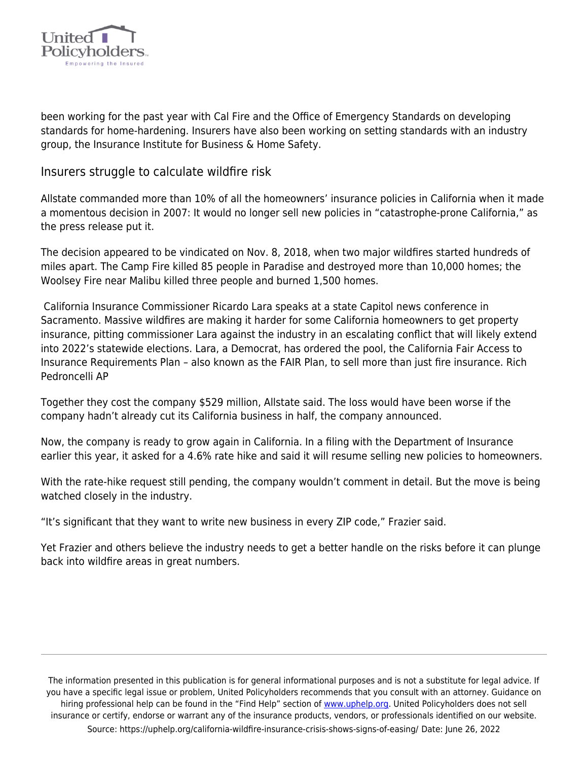been working for the past year with Cal Fire and the Office of Emergency Standards on developing standards for home-hardening. Insurers have also been working on setting standards with an industry group, the Insurance Institute for Business & Home Safety.

## Insurers struggle to calculate wildfire risk

Allstate commanded more than 10% of all the homeowners' insurance policies in California when it made a momentous decision in 2007: It would no longer sell new policies in "catastrophe-prone California," as the press release put it.

The decision appeared to be vindicated on Nov. 8, 2018, when two major wildfires started hundreds of miles apart. The Camp Fire killed 85 people in Paradise and destroyed more than 10,000 homes; the Woolsey Fire near Malibu killed three people and burned 1,500 homes.

California Insurance Commissioner Ricardo Lara speaks at a state Capitol news conference in Sacramento. Massive wildfires are making it harder for some California homeowners to get property insurance, pitting commissioner Lara against the industry in an escalating conflict that will likely extend into 2022's statewide elections. Lara, a Democrat, has ordered the pool, the California Fair Access to Insurance Requirements Plan – also known as the FAIR Plan, to sell more than just fire insurance. Rich Pedroncelli AP

Together they cost the company $529 million, Allstate said. The loss would have been worse if the company hadn't already cut its California business in half, the company announced.

Now, the company is ready to grow again in California. In a filing with the Department of Insurance earlier this year, it asked for a 4.6% rate hike and said it will resume selling new policies to homeowners.

With the rate-hike request still pending, the company wouldn't comment in detail. But the move is being watched closely in the industry.

"It's significant that they want to write new business in every ZIP code," Frazier said.

Yet Frazier and others believe the industry needs to get a better handle on the risks before it can plunge back into wildfire areas in great numbers.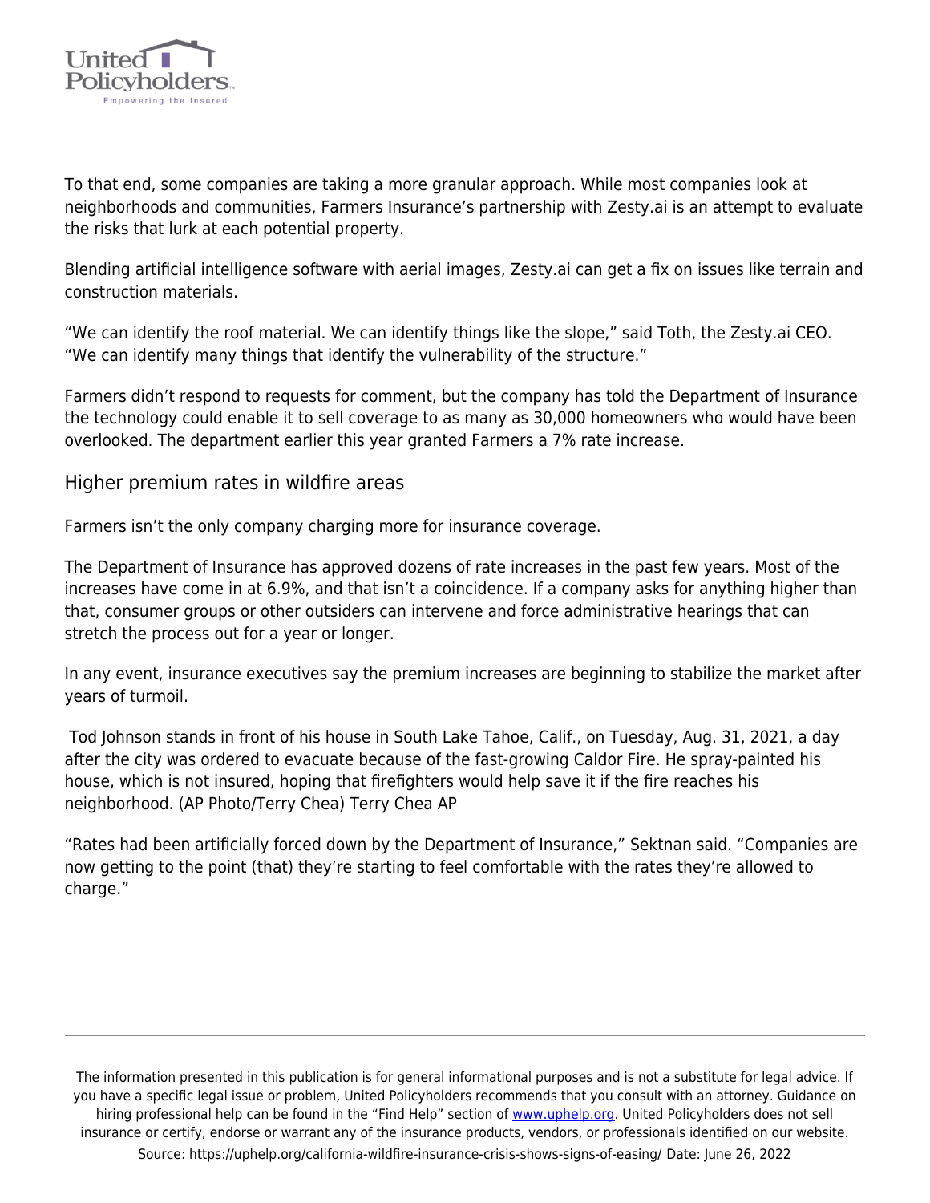To that end, some companies are taking a more granular approach. While most companies look at neighborhoods and communities, Farmers Insurance's partnership with Zesty.ai is an attempt to evaluate the risks that lurk at each potential property.

Blending artificial intelligence software with aerial images, Zesty.ai can get a fix on issues like terrain and construction materials.

"We can identify the roof material. We can identify things like the slope," said Toth, the Zesty.ai CEO. "We can identify many things that identify the vulnerability of the structure."

Farmers didn't respond to requests for comment, but the company has told the Department of Insurance the technology could enable it to sell coverage to as many as 30,000 homeowners who would have been overlooked. The department earlier this year granted Farmers a 7% rate increase.

## Higher premium rates in wildfire areas

Farmers isn't the only company charging more for insurance coverage.

The Department of Insurance has approved dozens of rate increases in the past few years. Most of the increases have come in at 6.9%, and that isn't a coincidence. If a company asks for anything higher than that, consumer groups or other outsiders can intervene and force administrative hearings that can stretch the process out for a year or longer.

In any event, insurance executives say the premium increases are beginning to stabilize the market after years of turmoil.

Tod Johnson stands in front of his house in South Lake Tahoe, Calif., on Tuesday, Aug. 31, 2021, a day after the city was ordered to evacuate because of the fast-growing Caldor Fire. He spray-painted his house, which is not insured, hoping that firefighters would help save it if the fire reaches his neighborhood. (AP Photo/Terry Chea) Terry Chea AP

"Rates had been artificially forced down by the Department of Insurance," Sektnan said. "Companies are now getting to the point (that) they're starting to feel comfortable with the rates they're allowed to charge."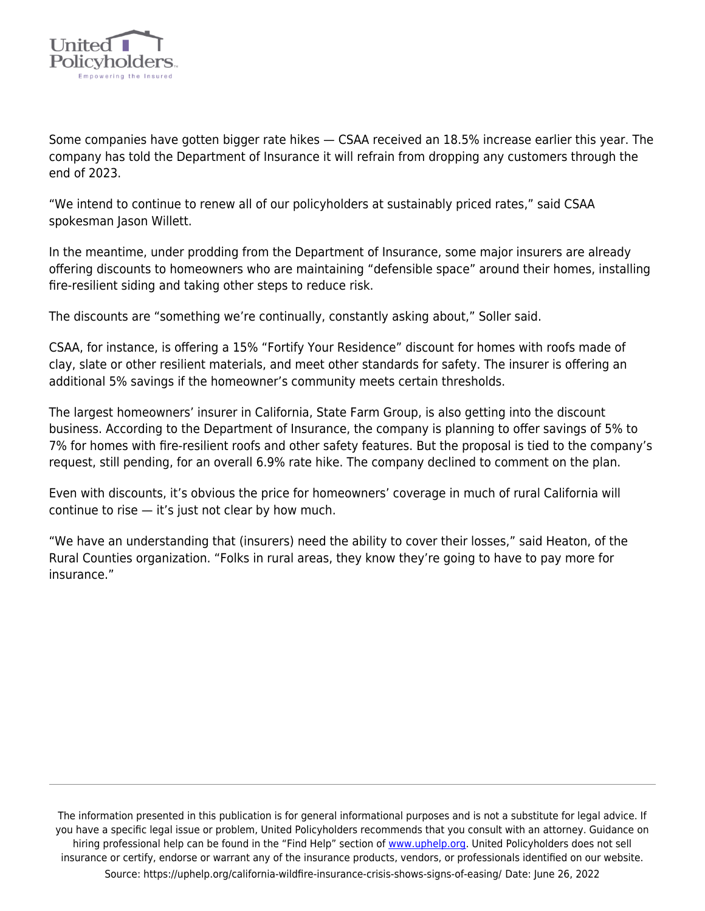Some companies have gotten bigger rate hikes — CSAA received an 18.5% increase earlier this year. The company has told the Department of Insurance it will refrain from dropping any customers through the end of 2023.

“We intend to continue to renew all of our policyholders at sustainably priced rates,” said CSAA spokesman Jason Willett.

In the meantime, under prodding from the Department of Insurance, some major insurers are already offering discounts to homeowners who are maintaining “defensible space” around their homes, installing fire-resilient siding and taking other steps to reduce risk.

The discounts are “something we’re continually, constantly asking about,” Soller said.

CSAA, for instance, is offering a 15% “Fortify Your Residence” discount for homes with roofs made of clay, slate or other resilient materials, and meet other standards for safety. The insurer is offering an additional 5% savings if the homeowner’s community meets certain thresholds.

The largest homeowners’ insurer in California, State Farm Group, is also getting into the discount business. According to the Department of Insurance, the company is planning to offer savings of 5% to 7% for homes with fire-resilient roofs and other safety features. But the proposal is tied to the company’s request, still pending, for an overall 6.9% rate hike. The company declined to comment on the plan.

Even with discounts, it’s obvious the price for homeowners’ coverage in much of rural California will continue to rise — it’s just not clear by how much.

“We have an understanding that (insurers) need the ability to cover their losses,” said Heaton, of the Rural Counties organization. “Folks in rural areas, they know they’re going to have to pay more for insurance.”